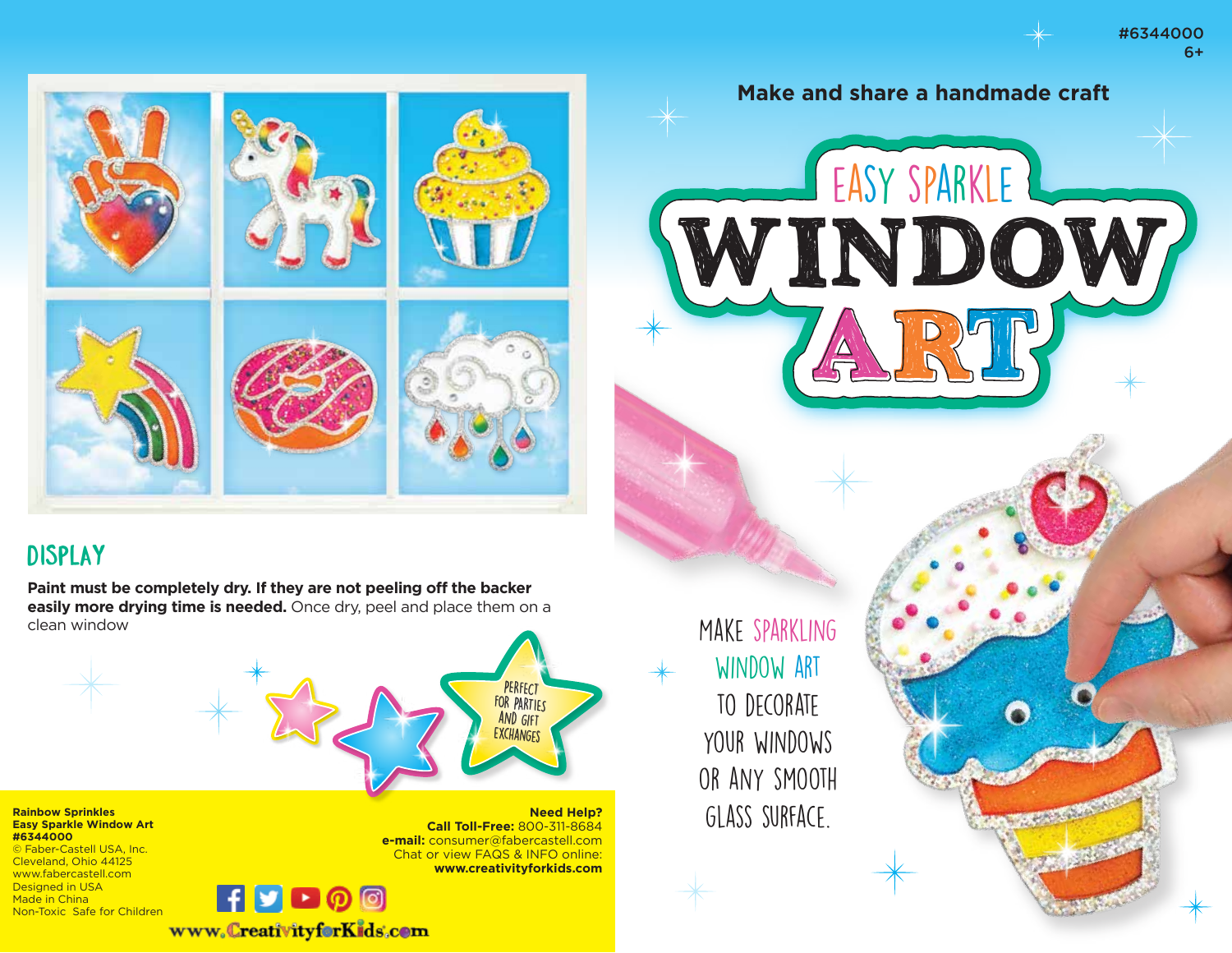#6344000
6+

Make and share a handmade craft

# EASY SPARKLE WINDOW ART

MAKE SPARKLING WINDOW ART TO DECORATE YOUR WINDOWS OR ANY SMOOTH GLASS SURFACE.

## DISPLAY

**Paint must be completely dry. If they are not peeling off the backer easily more drying time is needed.** Once dry, peel and place them on a clean window

PERFECT FOR PARTIES AND GIFT EXCHANGES

**Rainbow Sprinkles**
**Easy Sparkle Window Art**
**#6344000**
© Faber-Castell USA, Inc.
Cleveland, Ohio 44125
www.fabercastell.com
Designed in USA
Made in China
Non-Toxic Safe for Children

**Need Help?**
**Call Toll-Free:** 800-311-8684
**e-mail:** consumer@fabercastell.com
Chat or view FAQS & INFO online:
**www.creativityforkids.com**

www.CreativityforKids.com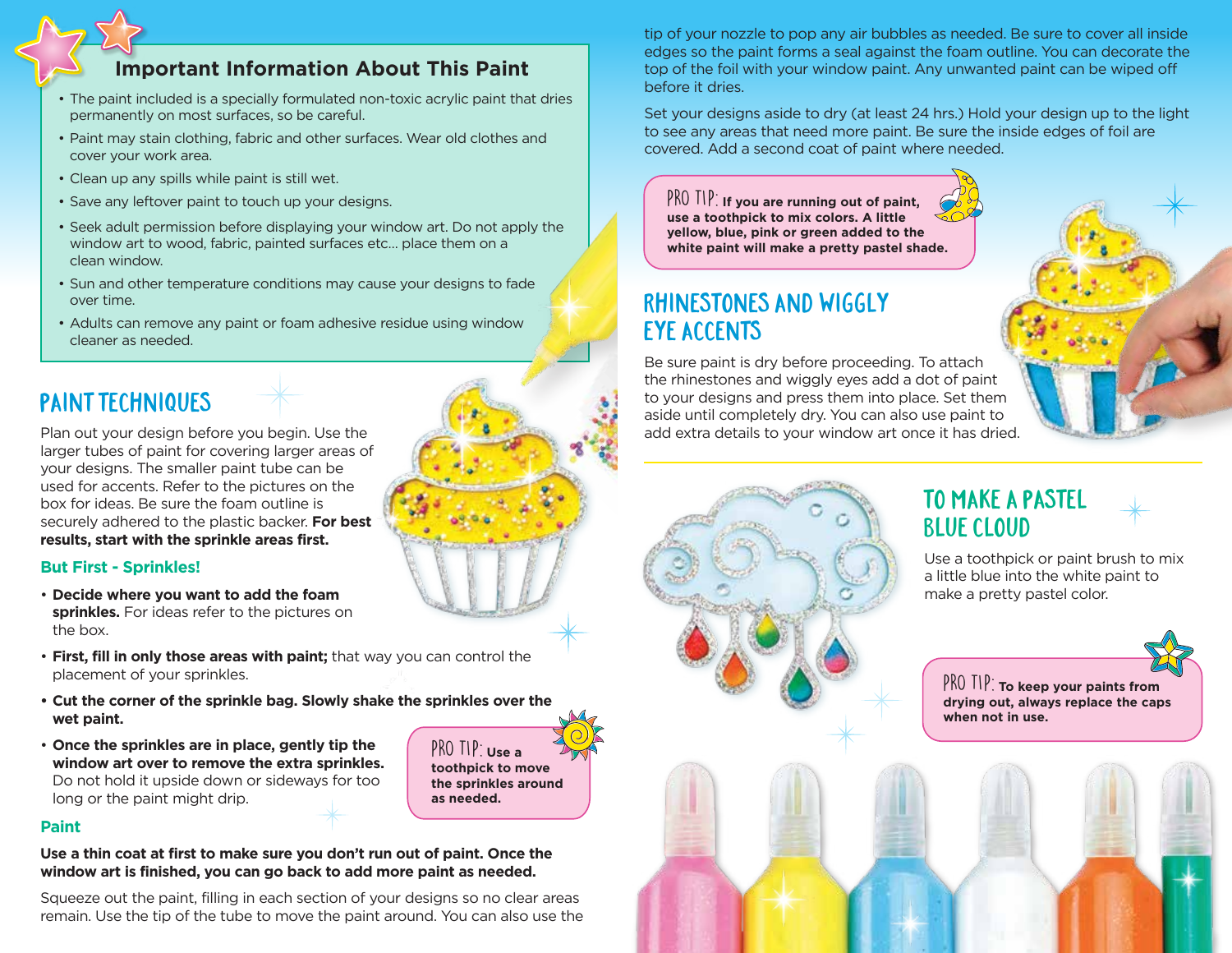## Important Information About This Paint

- The paint included is a specially formulated non-toxic acrylic paint that dries permanently on most surfaces, so be careful.
- Paint may stain clothing, fabric and other surfaces. Wear old clothes and cover your work area.
- Clean up any spills while paint is still wet.
- Save any leftover paint to touch up your designs.
- Seek adult permission before displaying your window art. Do not apply the window art to wood, fabric, painted surfaces etc... place them on a clean window.
- Sun and other temperature conditions may cause your designs to fade over time.
- Adults can remove any paint or foam adhesive residue using window cleaner as needed.

## PAINT TECHNIQUES

Plan out your design before you begin. Use the larger tubes of paint for covering larger areas of your designs. The smaller paint tube can be used for accents. Refer to the pictures on the box for ideas. Be sure the foam outline is securely adhered to the plastic backer. **For best results, start with the sprinkle areas first.**

### But First - Sprinkles!

- **Decide where you want to add the foam sprinkles.** For ideas refer to the pictures on the box.
- **First, fill in only those areas with paint;** that way you can control the placement of your sprinkles.
- **Cut the corner of the sprinkle bag. Slowly shake the sprinkles over the wet paint.**
- **Once the sprinkles are in place, gently tip the window art over to remove the extra sprinkles.** Do not hold it upside down or sideways for too long or the paint might drip.

PRO TIP: **Use a toothpick to move the sprinkles around as needed.**

### Paint

**Use a thin coat at first to make sure you don't run out of paint. Once the window art is finished, you can go back to add more paint as needed.**

Squeeze out the paint, filling in each section of your designs so no clear areas remain. Use the tip of the tube to move the paint around. You can also use the tip of your nozzle to pop any air bubbles as needed. Be sure to cover all inside edges so the paint forms a seal against the foam outline. You can decorate the top of the foil with your window paint. Any unwanted paint can be wiped off before it dries.

Set your designs aside to dry (at least 24 hrs.) Hold your design up to the light to see any areas that need more paint. Be sure the inside edges of foil are covered. Add a second coat of paint where needed.

PRO TIP: **If you are running out of paint, use a toothpick to mix colors. A little yellow, blue, pink or green added to the white paint will make a pretty pastel shade.**

## RHINESTONES AND WIGGLY EYE ACCENTS

Be sure paint is dry before proceeding. To attach the rhinestones and wiggly eyes add a dot of paint to your designs and press them into place. Set them aside until completely dry. You can also use paint to add extra details to your window art once it has dried.

## TO MAKE A PASTEL BLUE CLOUD

Use a toothpick or paint brush to mix a little blue into the white paint to make a pretty pastel color.

PRO TIP: **To keep your paints from drying out, always replace the caps when not in use.**